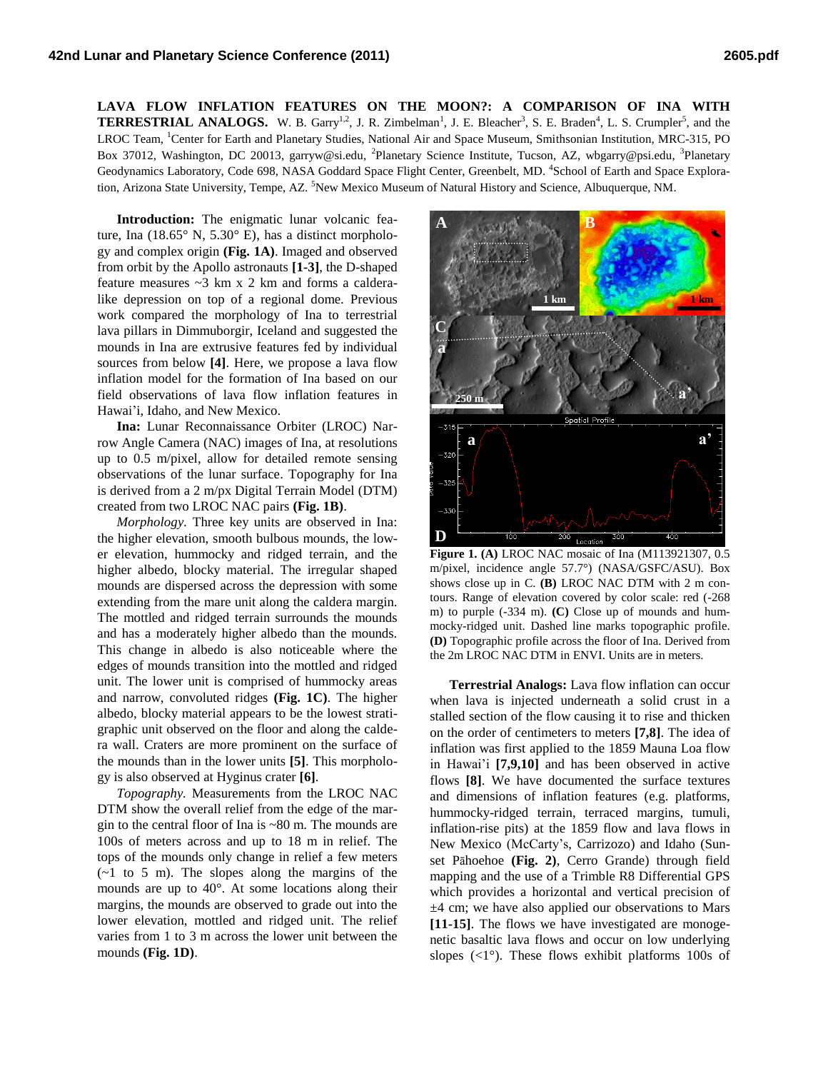**LAVA FLOW INFLATION FEATURES ON THE MOON?: A COMPARISON OF INA WITH TERRESTRIAL ANALOGS.** W. B. Garry[1,2], J. R. Zimbelman[1], J. E. Bleacher[3], S. E. Braden[4], L. S. Crumpler[5], and the LROC Team, [1]Center for Earth and Planetary Studies, National Air and Space Museum, Smithsonian Institution, MRC-315, PO Box 37012, Washington, DC 20013, garryw@si.edu, [2]Planetary Science Institute, Tucson, AZ, wbgarry@psi.edu, [3]Planetary Geodynamics Laboratory, Code 698, NASA Goddard Space Flight Center, Greenbelt, MD. [4]School of Earth and Space Exploration, Arizona State University, Tempe, AZ. [5]New Mexico Museum of Natural History and Science, Albuquerque, NM.

**Introduction:** The enigmatic lunar volcanic feature, Ina (18.65° N, 5.30° E), has a distinct morphology and complex origin **(Fig. 1A)**. Imaged and observed from orbit by the Apollo astronauts **[1-3]**, the D-shaped feature measures ~3 km x 2 km and forms a caldera-like depression on top of a regional dome. Previous work compared the morphology of Ina to terrestrial lava pillars in Dimmuborgir, Iceland and suggested the mounds in Ina are extrusive features fed by individual sources from below **[4]**. Here, we propose a lava flow inflation model for the formation of Ina based on our field observations of lava flow inflation features in Hawai'i, Idaho, and New Mexico.

**Ina:** Lunar Reconnaissance Orbiter (LROC) Narrow Angle Camera (NAC) images of Ina, at resolutions up to 0.5 m/pixel, allow for detailed remote sensing observations of the lunar surface. Topography for Ina is derived from a 2 m/px Digital Terrain Model (DTM) created from two LROC NAC pairs **(Fig. 1B)**.

*Morphology.* Three key units are observed in Ina: the higher elevation, smooth bulbous mounds, the lower elevation, hummocky and ridged terrain, and the higher albedo, blocky material. The irregular shaped mounds are dispersed across the depression with some extending from the mare unit along the caldera margin. The mottled and ridged terrain surrounds the mounds and has a moderately higher albedo than the mounds. This change in albedo is also noticeable where the edges of mounds transition into the mottled and ridged unit. The lower unit is comprised of hummocky areas and narrow, convoluted ridges **(Fig. 1C)**. The higher albedo, blocky material appears to be the lowest stratigraphic unit observed on the floor and along the caldera wall. Craters are more prominent on the surface of the mounds than in the lower units **[5]**. This morphology is also observed at Hyginus crater **[6]**.

*Topography.* Measurements from the LROC NAC DTM show the overall relief from the edge of the margin to the central floor of Ina is ~80 m. The mounds are 100s of meters across and up to 18 m in relief. The tops of the mounds only change in relief a few meters (~1 to 5 m). The slopes along the margins of the mounds are up to 40°. At some locations along their margins, the mounds are observed to grade out into the lower elevation, mottled and ridged unit. The relief varies from 1 to 3 m across the lower unit between the mounds **(Fig. 1D)**.

**Figure 1. (A)** LROC NAC mosaic of Ina (M113921307, 0.5 m/pixel, incidence angle 57.7°) (NASA/GSFC/ASU). Box shows close up in C. **(B)** LROC NAC DTM with 2 m contours. Range of elevation covered by color scale: red (-268 m) to purple (-334 m). **(C)** Close up of mounds and hummocky-ridged unit. Dashed line marks topographic profile. **(D)** Topographic profile across the floor of Ina. Derived from the 2m LROC NAC DTM in ENVI. Units are in meters.

**Terrestrial Analogs:** Lava flow inflation can occur when lava is injected underneath a solid crust in a stalled section of the flow causing it to rise and thicken on the order of centimeters to meters **[7,8]**. The idea of inflation was first applied to the 1859 Mauna Loa flow in Hawai'i **[7,9,10]** and has been observed in active flows **[8]**. We have documented the surface textures and dimensions of inflation features (e.g. platforms, hummocky-ridged terrain, terraced margins, tumuli, inflation-rise pits) at the 1859 flow and lava flows in New Mexico (McCarty's, Carrizozo) and Idaho (Sunset Pāhoehoe **(Fig. 2)**, Cerro Grande) through field mapping and the use of a Trimble R8 Differential GPS which provides a horizontal and vertical precision of ±4 cm; we have also applied our observations to Mars **[11-15]**. The flows we have investigated are monogenetic basaltic lava flows and occur on low underlying slopes (<1°). These flows exhibit platforms 100s of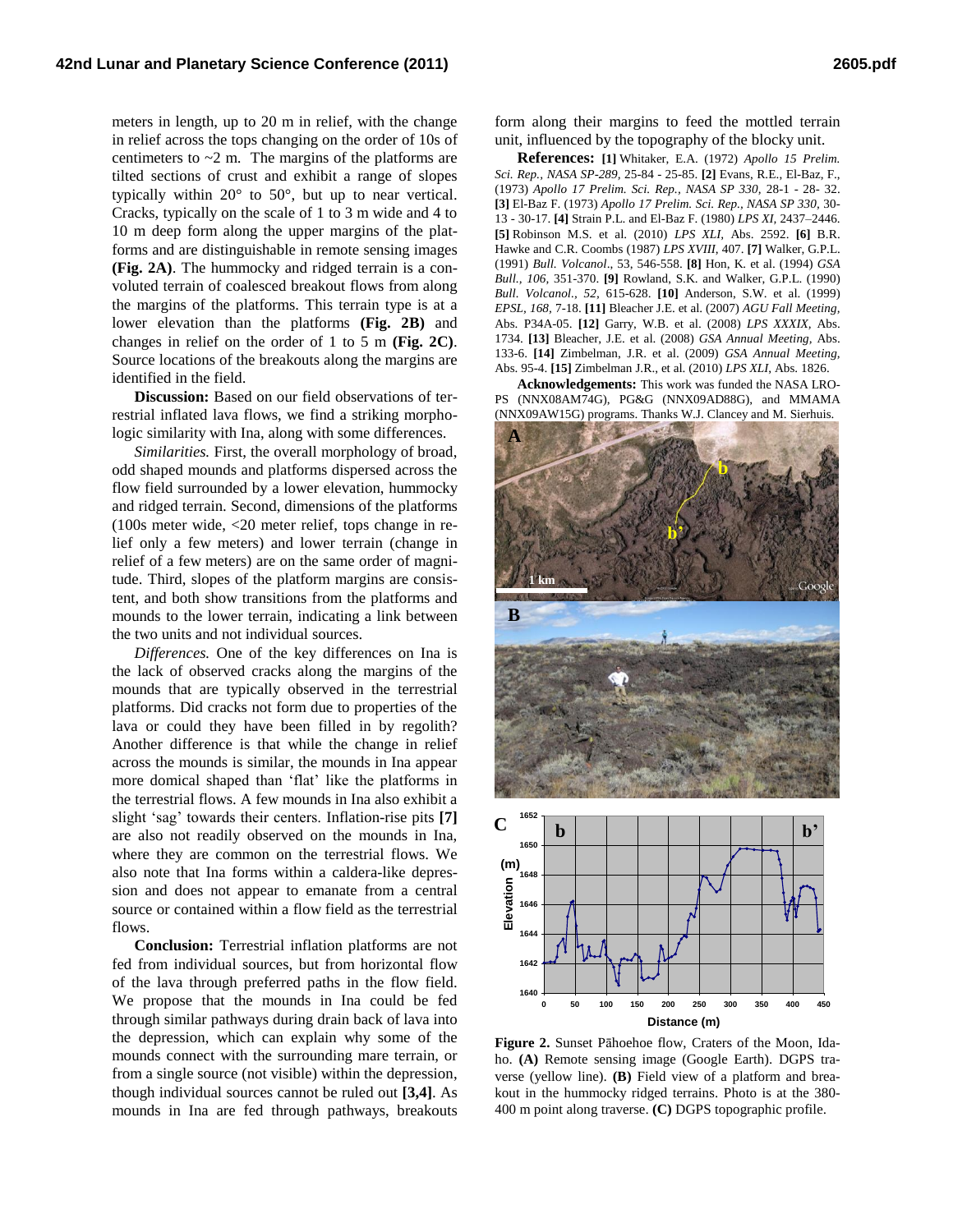meters in length, up to 20 m in relief, with the change in relief across the tops changing on the order of 10s of centimeters to ~2 m. The margins of the platforms are tilted sections of crust and exhibit a range of slopes typically within 20° to 50°, but up to near vertical. Cracks, typically on the scale of 1 to 3 m wide and 4 to 10 m deep form along the upper margins of the platforms and are distinguishable in remote sensing images **(Fig. 2A)**. The hummocky and ridged terrain is a convoluted terrain of coalesced breakout flows from along the margins of the platforms. This terrain type is at a lower elevation than the platforms **(Fig. 2B)** and changes in relief on the order of 1 to 5 m **(Fig. 2C)**. Source locations of the breakouts along the margins are identified in the field.

**Discussion:** Based on our field observations of terrestrial inflated lava flows, we find a striking morphologic similarity with Ina, along with some differences.

*Similarities.* First, the overall morphology of broad, odd shaped mounds and platforms dispersed across the flow field surrounded by a lower elevation, hummocky and ridged terrain. Second, dimensions of the platforms (100s meter wide, <20 meter relief, tops change in relief only a few meters) and lower terrain (change in relief of a few meters) are on the same order of magnitude. Third, slopes of the platform margins are consistent, and both show transitions from the platforms and mounds to the lower terrain, indicating a link between the two units and not individual sources.

*Differences.* One of the key differences on Ina is the lack of observed cracks along the margins of the mounds that are typically observed in the terrestrial platforms. Did cracks not form due to properties of the lava or could they have been filled in by regolith? Another difference is that while the change in relief across the mounds is similar, the mounds in Ina appear more domical shaped than 'flat' like the platforms in the terrestrial flows. A few mounds in Ina also exhibit a slight 'sag' towards their centers. Inflation-rise pits **[7]** are also not readily observed on the mounds in Ina, where they are common on the terrestrial flows. We also note that Ina forms within a caldera-like depression and does not appear to emanate from a central source or contained within a flow field as the terrestrial flows.

**Conclusion:** Terrestrial inflation platforms are not fed from individual sources, but from horizontal flow of the lava through preferred paths in the flow field. We propose that the mounds in Ina could be fed through similar pathways during drain back of lava into the depression, which can explain why some of the mounds connect with the surrounding mare terrain, or from a single source (not visible) within the depression, though individual sources cannot be ruled out **[3,4]**. As mounds in Ina are fed through pathways, breakouts form along their margins to feed the mottled terrain unit, influenced by the topography of the blocky unit.

**References:** **[1]** Whitaker, E.A. (1972) *Apollo 15 Prelim. Sci. Rep., NASA SP-289,* 25-84 - 25-85. **[2]** Evans, R.E., El-Baz, F., (1973) *Apollo 17 Prelim. Sci. Rep., NASA SP 330,* 28-1 - 28- 32. **[3]** El-Baz F. (1973) *Apollo 17 Prelim. Sci. Rep., NASA SP 330,* 30-13 - 30-17. **[4]** Strain P.L. and El-Baz F. (1980) *LPS XI,* 2437–2446. **[5]** Robinson M.S. et al. (2010) *LPS XLI,* Abs. 2592. **[6]** B.R. Hawke and C.R. Coombs (1987) *LPS XVIII,* 407. **[7]** Walker, G.P.L. (1991) *Bull. Volcanol*., 53, 546-558. **[8]** Hon, K. et al. (1994) *GSA Bull., 106,* 351-370. **[9]** Rowland, S.K. and Walker, G.P.L. (1990) *Bull. Volcanol., 52,* 615-628. **[10]** Anderson, S.W. et al. (1999) *EPSL, 168,* 7-18. **[11]** Bleacher J.E. et al. (2007) *AGU Fall Meeting,* Abs. P34A-05. **[12]** Garry, W.B. et al. (2008) *LPS XXXIX,* Abs. 1734. **[13]** Bleacher, J.E. et al. (2008) *GSA Annual Meeting,* Abs. 133-6. **[14]** Zimbelman, J.R. et al. (2009) *GSA Annual Meeting,* Abs. 95-4. **[15]** Zimbelman J.R., et al. (2010) *LPS XLI,* Abs. 1826.

**Acknowledgements:** This work was funded the NASA LRO-PS (NNX08AM74G), PG&G (NNX09AD88G), and MMAMA (NNX09AW15G) programs. Thanks W.J. Clancey and M. Sierhuis.

A
b
b'
1 km

B

C
b
b'
(m)
Elevation
1652
1650
1648
1646
1644
1642
1640
0 50 100 150 200 250 300 350 400 450
Distance (m)

**Figure 2.** Sunset Pāhoehoe flow, Craters of the Moon, Idaho. **(A)** Remote sensing image (Google Earth). DGPS traverse (yellow line). **(B)** Field view of a platform and breakout in the hummocky ridged terrains. Photo is at the 380-400 m point along traverse. **(C)** DGPS topographic profile.